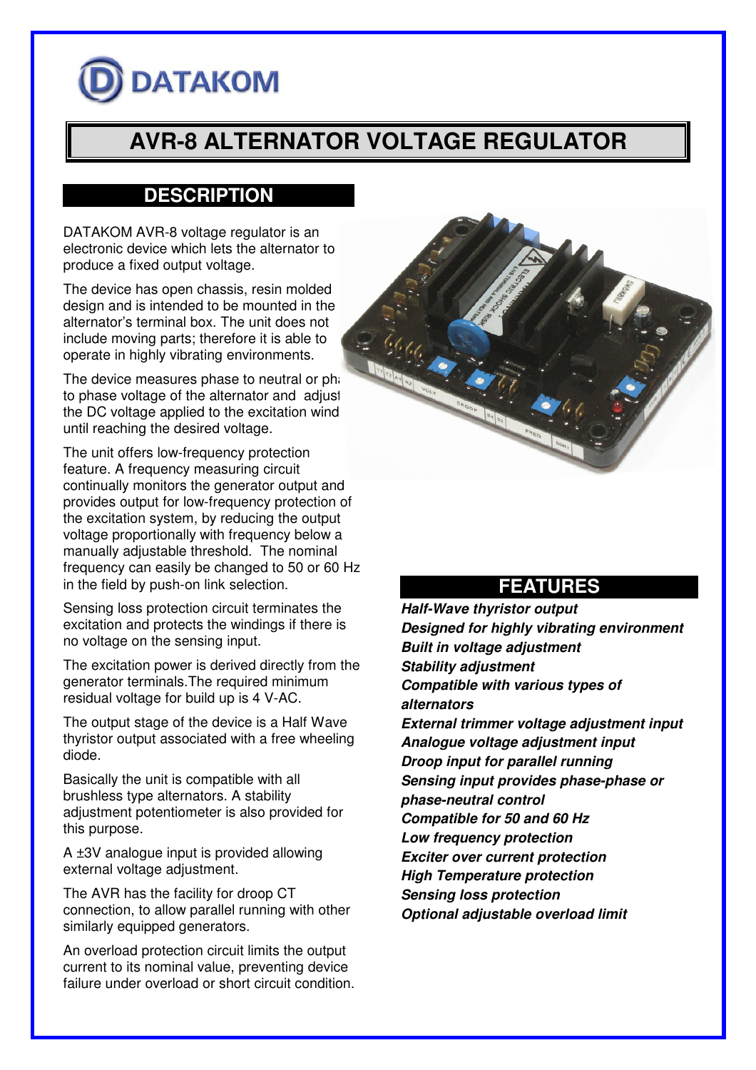DATAKOM

# AVR-8 ALTERNATOR VOLTAGE REGULATOR

## DESCRIPTION

DATAKOM AVR-8 voltage regulator is an electronic device which lets the alternator to produce a fixed output voltage.

The device has open chassis, resin molded design and is intended to be mounted in the alternator's terminal box. The unit does not include moving parts; therefore it is able to operate in highly vibrating environments.

The device measures phase to neutral or phase to phase voltage of the alternator and adjusts the DC voltage applied to the excitation winding until reaching the desired voltage.

The unit offers low-frequency protection feature. A frequency measuring circuit continually monitors the generator output and provides output for low-frequency protection of the excitation system, by reducing the output voltage proportionally with frequency below a manually adjustable threshold. The nominal frequency can easily be changed to 50 or 60 Hz in the field by push-on link selection.

Sensing loss protection circuit terminates the excitation and protects the windings if there is no voltage on the sensing input.

The excitation power is derived directly from the generator terminals.The required minimum residual voltage for build up is 4 V-AC.

The output stage of the device is a Half Wave thyristor output associated with a free wheeling diode.

Basically the unit is compatible with all brushless type alternators. A stability adjustment potentiometer is also provided for this purpose.

A ±3V analogue input is provided allowing external voltage adjustment.

The AVR has the facility for droop CT connection, to allow parallel running with other similarly equipped generators.

An overload protection circuit limits the output current to its nominal value, preventing device failure under overload or short circuit condition.

## FEATURES

***Half-Wave thyristor output***
***Designed for highly vibrating environment***
***Built in voltage adjustment***
***Stability adjustment***
***Compatible with various types of alternators***
***External trimmer voltage adjustment input***
***Analogue voltage adjustment input***
***Droop input for parallel running***
***Sensing input provides phase-phase or phase-neutral control***
***Compatible for 50 and 60 Hz***
***Low frequency protection***
***Exciter over current protection***
***High Temperature protection***
***Sensing loss protection***
***Optional adjustable overload limit***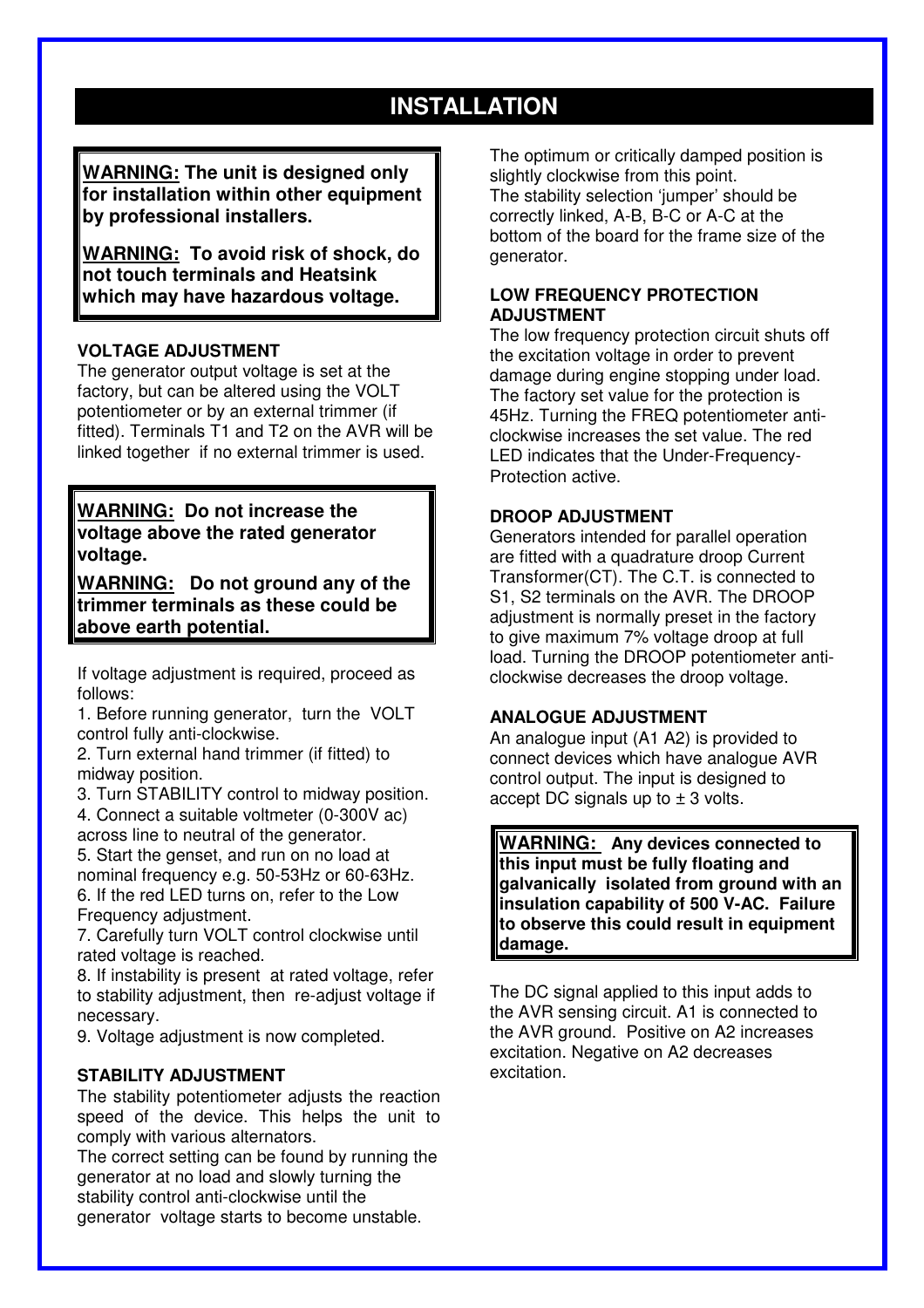# INSTALLATION

**WARNING: The unit is designed only for installation within other equipment by professional installers.**

**WARNING: To avoid risk of shock, do not touch terminals and Heatsink which may have hazardous voltage.**

### VOLTAGE ADJUSTMENT

The generator output voltage is set at the factory, but can be altered using the VOLT potentiometer or by an external trimmer (if fitted). Terminals T1 and T2 on the AVR will be linked together if no external trimmer is used.

**WARNING: Do not increase the voltage above the rated generator voltage.**

**WARNING: Do not ground any of the trimmer terminals as these could be above earth potential.**

If voltage adjustment is required, proceed as follows:

1. Before running generator, turn the VOLT control fully anti-clockwise.
2. Turn external hand trimmer (if fitted) to midway position.
3. Turn STABILITY control to midway position.
4. Connect a suitable voltmeter (0-300V ac) across line to neutral of the generator.
5. Start the genset, and run on no load at nominal frequency e.g. 50-53Hz or 60-63Hz.
6. If the red LED turns on, refer to the Low Frequency adjustment.
7. Carefully turn VOLT control clockwise until rated voltage is reached.
8. If instability is present at rated voltage, refer to stability adjustment, then re-adjust voltage if necessary.
9. Voltage adjustment is now completed.

### STABILITY ADJUSTMENT

The stability potentiometer adjusts the reaction speed of the device. This helps the unit to comply with various alternators.

The correct setting can be found by running the generator at no load and slowly turning the stability control anti-clockwise until the generator voltage starts to become unstable.

The optimum or critically damped position is slightly clockwise from this point.

The stability selection 'jumper' should be correctly linked, A-B, B-C or A-C at the bottom of the board for the frame size of the generator.

### LOW FREQUENCY PROTECTION ADJUSTMENT

The low frequency protection circuit shuts off the excitation voltage in order to prevent damage during engine stopping under load. The factory set value for the protection is 45Hz. Turning the FREQ potentiometer anti-clockwise increases the set value. The red LED indicates that the Under-Frequency-Protection active.

### DROOP ADJUSTMENT

Generators intended for parallel operation are fitted with a quadrature droop Current Transformer(CT). The C.T. is connected to S1, S2 terminals on the AVR. The DROOP adjustment is normally preset in the factory to give maximum 7% voltage droop at full load. Turning the DROOP potentiometer anti-clockwise decreases the droop voltage.

### ANALOGUE ADJUSTMENT

An analogue input (A1 A2) is provided to connect devices which have analogue AVR control output. The input is designed to accept DC signals up to ± 3 volts.

**WARNING: Any devices connected to this input must be fully floating and galvanically isolated from ground with an insulation capability of 500 V-AC. Failure to observe this could result in equipment damage.**

The DC signal applied to this input adds to the AVR sensing circuit. A1 is connected to the AVR ground. Positive on A2 increases excitation. Negative on A2 decreases excitation.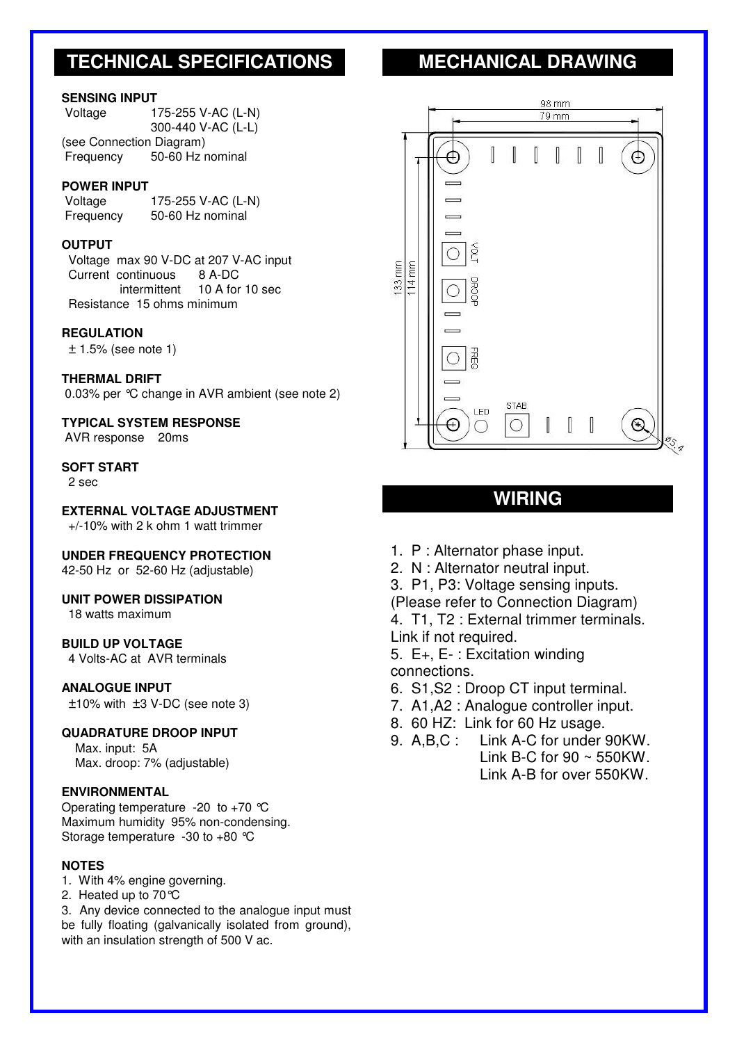## TECHNICAL SPECIFICATIONS

**SENSING INPUT**

Voltage 175-255 V-AC (L-N)
300-440 V-AC (L-L)
(see Connection Diagram)
Frequency 50-60 Hz nominal

**POWER INPUT**

Voltage 175-255 V-AC (L-N)
Frequency 50-60 Hz nominal

**OUTPUT**

Voltage max 90 V-DC at 207 V-AC input
Current continuous 8 A-DC
intermittent 10 A for 10 sec
Resistance 15 ohms minimum

**REGULATION**

± 1.5% (see note 1)

**THERMAL DRIFT**

0.03% per ℃ change in AVR ambient (see note 2)

**TYPICAL SYSTEM RESPONSE**

AVR response 20ms

**SOFT START**

2 sec

**EXTERNAL VOLTAGE ADJUSTMENT**

+/-10% with 2 k ohm 1 watt trimmer

**UNDER FREQUENCY PROTECTION**

42-50 Hz or 52-60 Hz (adjustable)

**UNIT POWER DISSIPATION**

18 watts maximum

**BUILD UP VOLTAGE**

4 Volts-AC at AVR terminals

**ANALOGUE INPUT**

±10% with ±3 V-DC (see note 3)

**QUADRATURE DROOP INPUT**

Max. input: 5A
Max. droop: 7% (adjustable)

**ENVIRONMENTAL**

Operating temperature -20 to +70 ℃
Maximum humidity 95% non-condensing.
Storage temperature -30 to +80 ℃

**NOTES**

1. With 4% engine governing.
2. Heated up to 70℃
3. Any device connected to the analogue input must be fully floating (galvanically isolated from ground), with an insulation strength of 500 V ac.

## MECHANICAL DRAWING

98 mm
79 mm
133 mm
114 mm
VOLT
DROOP
FREQ
LED
STAB
ø5.4

## WIRING

1. P : Alternator phase input.
2. N : Alternator neutral input.
3. P1, P3: Voltage sensing inputs. (Please refer to Connection Diagram)
4. T1, T2 : External trimmer terminals. Link if not required.
5. E+, E- : Excitation winding connections.
6. S1,S2 : Droop CT input terminal.
7. A1,A2 : Analogue controller input.
8. 60 HZ: Link for 60 Hz usage.
9. A,B,C : Link A-C for under 90KW.
   Link B-C for 90 ~ 550KW.
   Link A-B for over 550KW.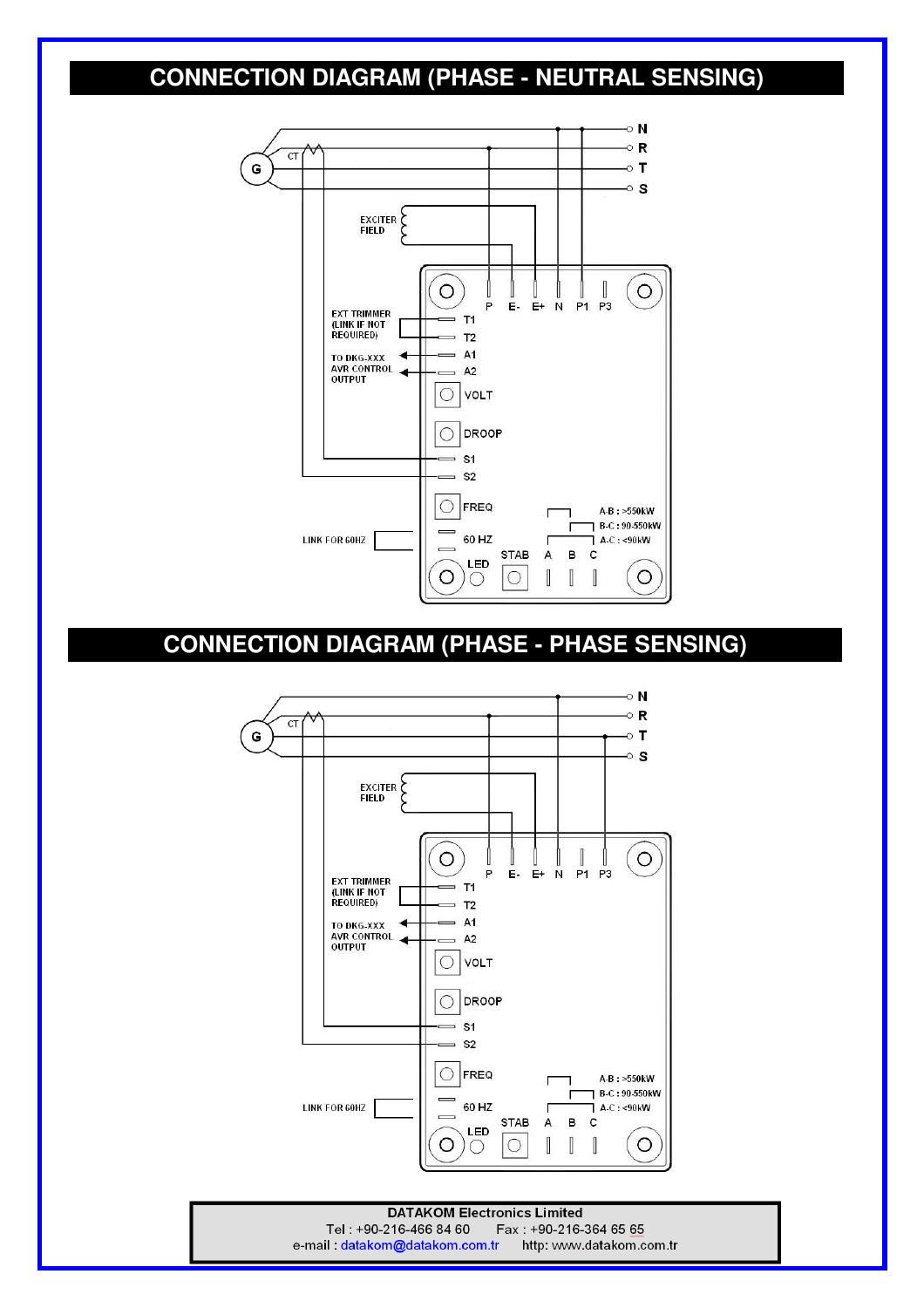# CONNECTION DIAGRAM (PHASE - NEUTRAL SENSING)

N
R
T
S
G
CT
EXCITER FIELD
P E- E+ N P1 P3
EXT TRIMMER (LINK IF NOT REQUIRED)
T1
T2
TO DKG-XXX AVR CONTROL OUTPUT
A1
A2
VOLT
DROOP
S1
S2
FREQ
A-B : >550kW
B-C : 90-550kW
A-C : <90kW
LINK FOR 60HZ
60 HZ
STAB A B C
LED

# CONNECTION DIAGRAM (PHASE - PHASE SENSING)

N
R
T
S
G
CT
EXCITER FIELD
P E- E+ N P1 P3
EXT TRIMMER (LINK IF NOT REQUIRED)
T1
T2
TO DKG-XXX AVR CONTROL OUTPUT
A1
A2
VOLT
DROOP
S1
S2
FREQ
A-B : >550kW
B-C : 90-550kW
A-C : <90kW
LINK FOR 60HZ
60 HZ
STAB A B C
LED

**DATAKOM Electronics Limited**
Tel : +90-216-466 84 60 Fax : +90-216-364 65 65
e-mail : datakom@datakom.com.tr http: www.datakom.com.tr